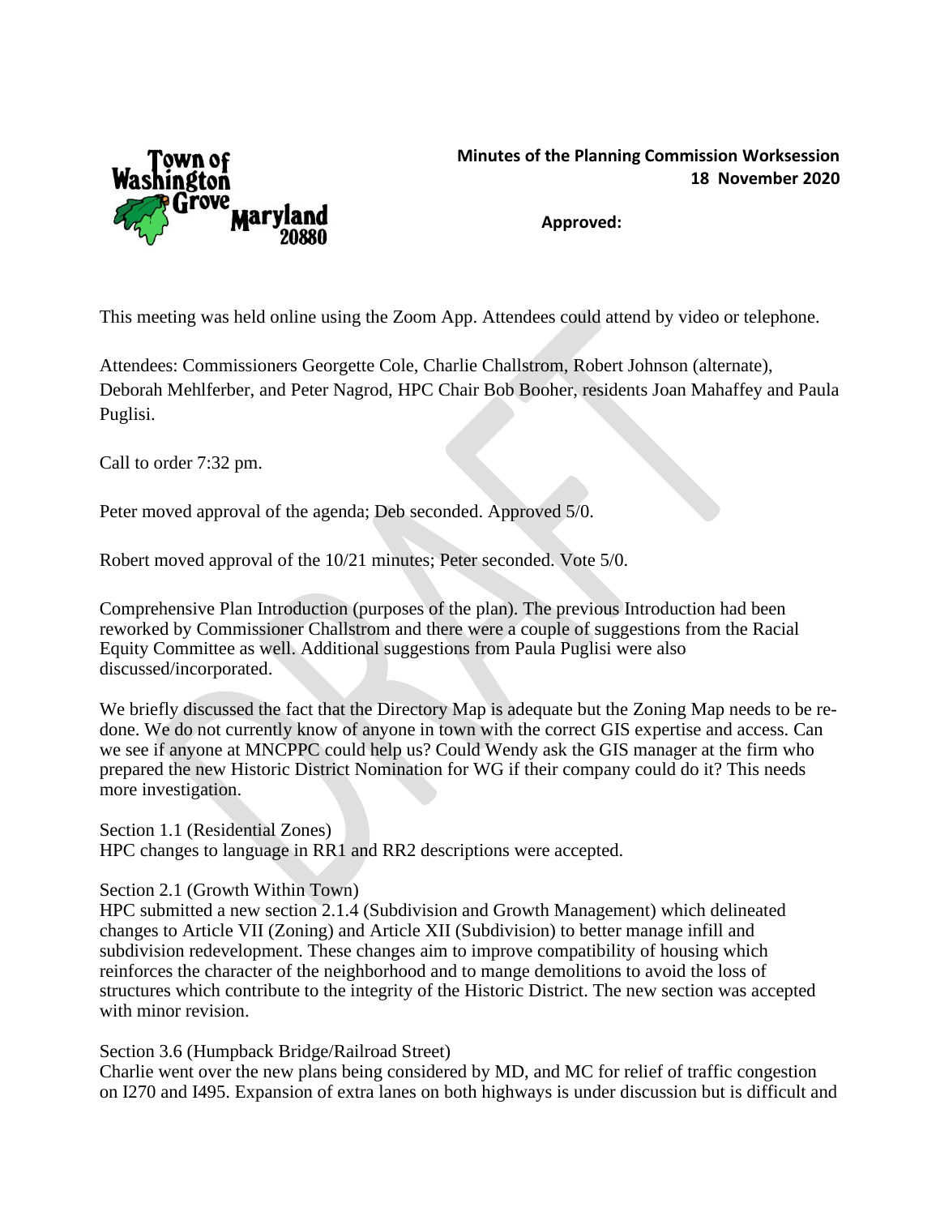Town of Washington Grove Maryland 20880

**Minutes of the Planning Commission Worksession**
**18 November 2020**

**Approved:**

This meeting was held online using the Zoom App. Attendees could attend by video or telephone.

Attendees: Commissioners Georgette Cole, Charlie Challstrom, Robert Johnson (alternate), Deborah Mehlferber, and Peter Nagrod, HPC Chair Bob Booher, residents Joan Mahaffey and Paula Puglisi.

Call to order 7:32 pm.

Peter moved approval of the agenda; Deb seconded. Approved 5/0.

Robert moved approval of the 10/21 minutes; Peter seconded. Vote 5/0.

Comprehensive Plan Introduction (purposes of the plan). The previous Introduction had been reworked by Commissioner Challstrom and there were a couple of suggestions from the Racial Equity Committee as well. Additional suggestions from Paula Puglisi were also discussed/incorporated.

We briefly discussed the fact that the Directory Map is adequate but the Zoning Map needs to be re-done. We do not currently know of anyone in town with the correct GIS expertise and access. Can we see if anyone at MNCPPC could help us? Could Wendy ask the GIS manager at the firm who prepared the new Historic District Nomination for WG if their company could do it? This needs more investigation.

Section 1.1 (Residential Zones)
HPC changes to language in RR1 and RR2 descriptions were accepted.

Section 2.1 (Growth Within Town)
HPC submitted a new section 2.1.4 (Subdivision and Growth Management) which delineated changes to Article VII (Zoning) and Article XII (Subdivision) to better manage infill and subdivision redevelopment. These changes aim to improve compatibility of housing which reinforces the character of the neighborhood and to mange demolitions to avoid the loss of structures which contribute to the integrity of the Historic District. The new section was accepted with minor revision.

Section 3.6 (Humpback Bridge/Railroad Street)
Charlie went over the new plans being considered by MD, and MC for relief of traffic congestion on I270 and I495. Expansion of extra lanes on both highways is under discussion but is difficult and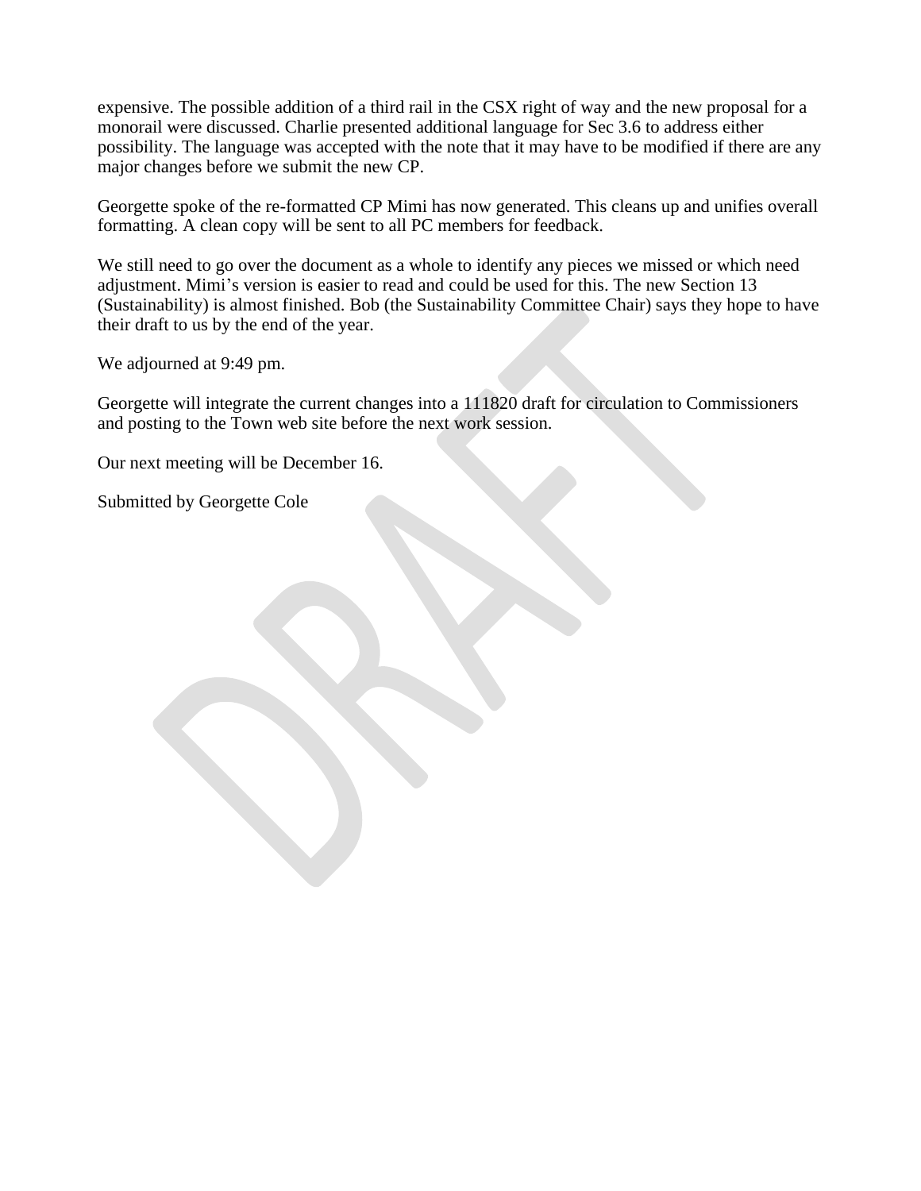expensive. The possible addition of a third rail in the CSX right of way and the new proposal for a monorail were discussed. Charlie presented additional language for Sec 3.6 to address either possibility. The language was accepted with the note that it may have to be modified if there are any major changes before we submit the new CP.

Georgette spoke of the re-formatted CP Mimi has now generated. This cleans up and unifies overall formatting. A clean copy will be sent to all PC members for feedback.

We still need to go over the document as a whole to identify any pieces we missed or which need adjustment. Mimi's version is easier to read and could be used for this. The new Section 13 (Sustainability) is almost finished. Bob (the Sustainability Committee Chair) says they hope to have their draft to us by the end of the year.

We adjourned at 9:49 pm.

Georgette will integrate the current changes into a 111820 draft for circulation to Commissioners and posting to the Town web site before the next work session.

Our next meeting will be December 16.

Submitted by Georgette Cole